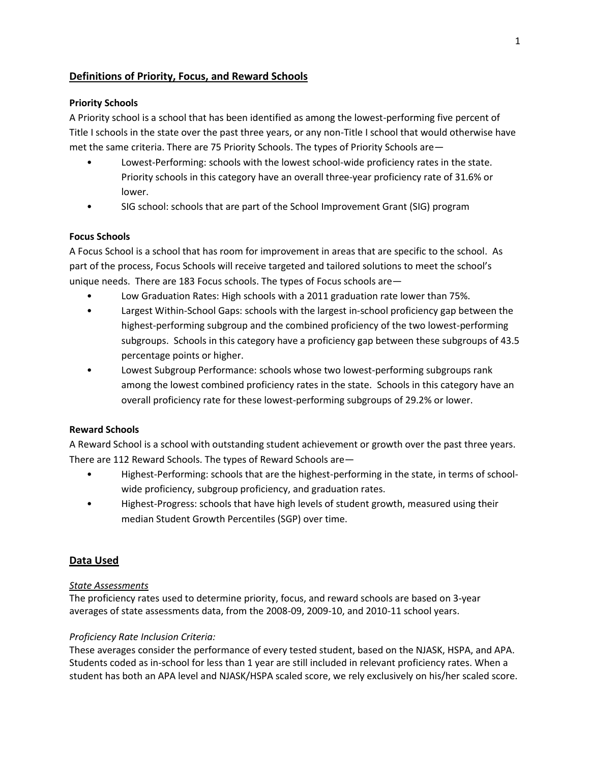## Definitions of Priority, Focus, and Reward Schools

### Priority Schools

A Priority school is a school that has been identified as among the lowest-performing five percent of Title I schools in the state over the past three years, or any non-Title I school that would otherwise have met the same criteria. There are 75 Priority Schools. The types of Priority Schools are—

- Lowest-Performing: schools with the lowest school-wide proficiency rates in the state. Priority schools in this category have an overall three-year proficiency rate of 31.6% or lower.
- SIG school: schools that are part of the School Improvement Grant (SIG) program

### Focus Schools

A Focus School is a school that has room for improvement in areas that are specific to the school. As part of the process, Focus Schools will receive targeted and tailored solutions to meet the school's unique needs. There are 183 Focus schools. The types of Focus schools are—

- Low Graduation Rates: High schools with a 2011 graduation rate lower than 75%.
- Largest Within-School Gaps: schools with the largest in-school proficiency gap between the highest-performing subgroup and the combined proficiency of the two lowest-performing subgroups. Schools in this category have a proficiency gap between these subgroups of 43.5 percentage points or higher.
- Lowest Subgroup Performance: schools whose two lowest-performing subgroups rank among the lowest combined proficiency rates in the state. Schools in this category have an overall proficiency rate for these lowest-performing subgroups of 29.2% or lower.

### Reward Schools

A Reward School is a school with outstanding student achievement or growth over the past three years. There are 112 Reward Schools. The types of Reward Schools are—

- Highest-Performing: schools that are the highest-performing in the state, in terms of school-wide proficiency, subgroup proficiency, and graduation rates.
- Highest-Progress: schools that have high levels of student growth, measured using their median Student Growth Percentiles (SGP) over time.

## Data Used

*State Assessments*

The proficiency rates used to determine priority, focus, and reward schools are based on 3-year averages of state assessments data, from the 2008-09, 2009-10, and 2010-11 school years.

*Proficiency Rate Inclusion Criteria:*

These averages consider the performance of every tested student, based on the NJASK, HSPA, and APA. Students coded as in-school for less than 1 year are still included in relevant proficiency rates. When a student has both an APA level and NJASK/HSPA scaled score, we rely exclusively on his/her scaled score.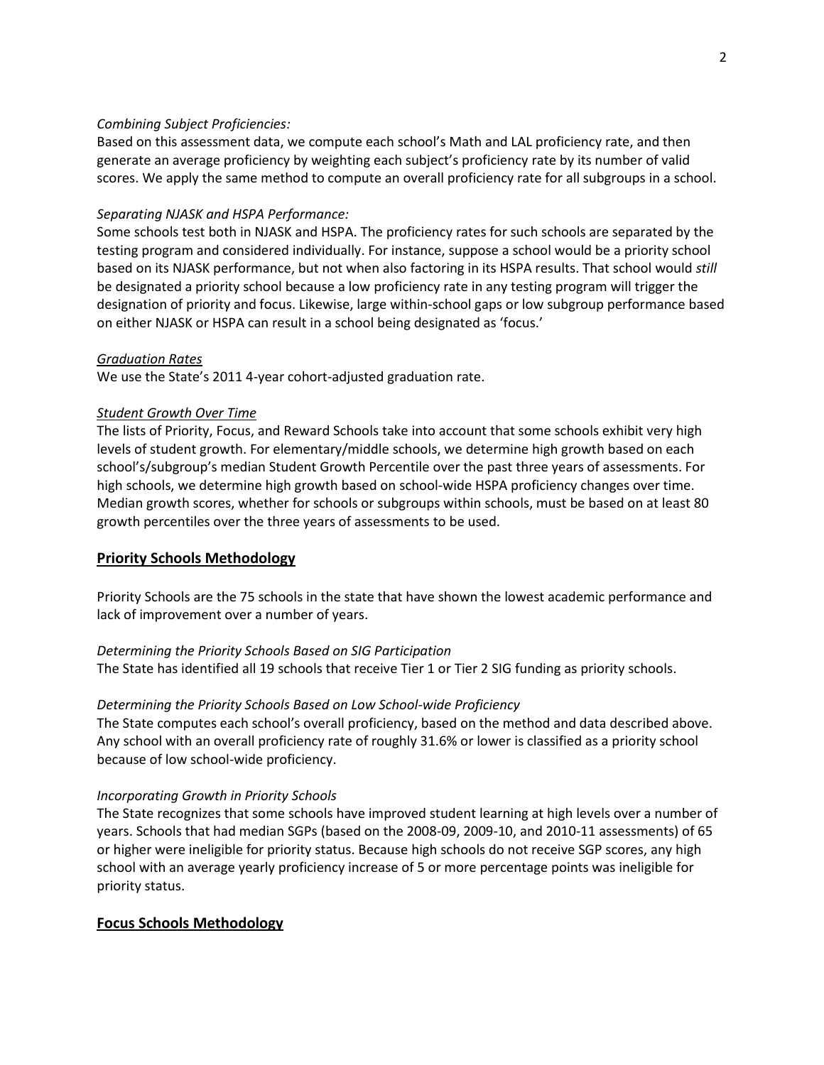*Combining Subject Proficiencies:*

Based on this assessment data, we compute each school's Math and LAL proficiency rate, and then generate an average proficiency by weighting each subject's proficiency rate by its number of valid scores. We apply the same method to compute an overall proficiency rate for all subgroups in a school.

*Separating NJASK and HSPA Performance:*

Some schools test both in NJASK and HSPA. The proficiency rates for such schools are separated by the testing program and considered individually. For instance, suppose a school would be a priority school based on its NJASK performance, but not when also factoring in its HSPA results. That school would *still* be designated a priority school because a low proficiency rate in any testing program will trigger the designation of priority and focus. Likewise, large within-school gaps or low subgroup performance based on either NJASK or HSPA can result in a school being designated as 'focus.'

*Graduation Rates*

We use the State's 2011 4-year cohort-adjusted graduation rate.

*Student Growth Over Time*

The lists of Priority, Focus, and Reward Schools take into account that some schools exhibit very high levels of student growth. For elementary/middle schools, we determine high growth based on each school's/subgroup's median Student Growth Percentile over the past three years of assessments. For high schools, we determine high growth based on school-wide HSPA proficiency changes over time. Median growth scores, whether for schools or subgroups within schools, must be based on at least 80 growth percentiles over the three years of assessments to be used.

## Priority Schools Methodology

Priority Schools are the 75 schools in the state that have shown the lowest academic performance and lack of improvement over a number of years.

*Determining the Priority Schools Based on SIG Participation*

The State has identified all 19 schools that receive Tier 1 or Tier 2 SIG funding as priority schools.

*Determining the Priority Schools Based on Low School-wide Proficiency*

The State computes each school's overall proficiency, based on the method and data described above. Any school with an overall proficiency rate of roughly 31.6% or lower is classified as a priority school because of low school-wide proficiency.

*Incorporating Growth in Priority Schools*

The State recognizes that some schools have improved student learning at high levels over a number of years. Schools that had median SGPs (based on the 2008-09, 2009-10, and 2010-11 assessments) of 65 or higher were ineligible for priority status. Because high schools do not receive SGP scores, any high school with an average yearly proficiency increase of 5 or more percentage points was ineligible for priority status.

## Focus Schools Methodology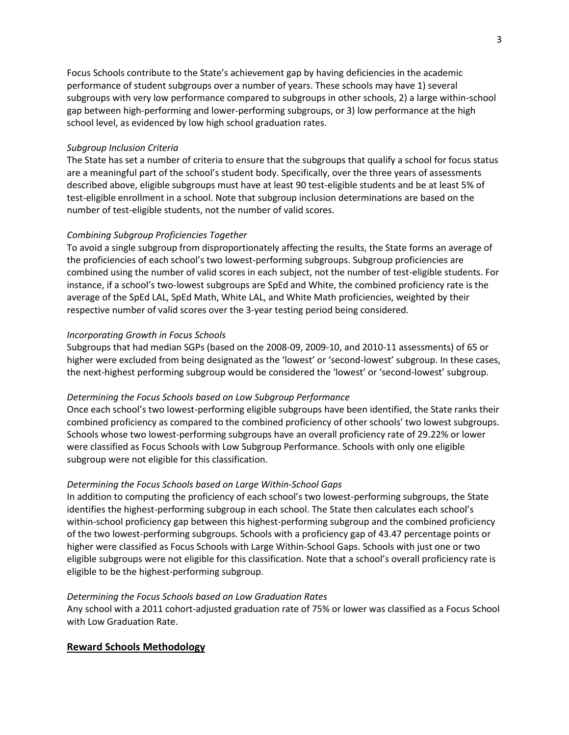Focus Schools contribute to the State's achievement gap by having deficiencies in the academic performance of student subgroups over a number of years. These schools may have 1) several subgroups with very low performance compared to subgroups in other schools, 2) a large within-school gap between high-performing and lower-performing subgroups, or 3) low performance at the high school level, as evidenced by low high school graduation rates.

*Subgroup Inclusion Criteria*

The State has set a number of criteria to ensure that the subgroups that qualify a school for focus status are a meaningful part of the school's student body. Specifically, over the three years of assessments described above, eligible subgroups must have at least 90 test-eligible students and be at least 5% of test-eligible enrollment in a school. Note that subgroup inclusion determinations are based on the number of test-eligible students, not the number of valid scores.

*Combining Subgroup Proficiencies Together*

To avoid a single subgroup from disproportionately affecting the results, the State forms an average of the proficiencies of each school's two lowest-performing subgroups. Subgroup proficiencies are combined using the number of valid scores in each subject, not the number of test-eligible students. For instance, if a school's two-lowest subgroups are SpEd and White, the combined proficiency rate is the average of the SpEd LAL, SpEd Math, White LAL, and White Math proficiencies, weighted by their respective number of valid scores over the 3-year testing period being considered.

*Incorporating Growth in Focus Schools*

Subgroups that had median SGPs (based on the 2008-09, 2009-10, and 2010-11 assessments) of 65 or higher were excluded from being designated as the 'lowest' or 'second-lowest' subgroup. In these cases, the next-highest performing subgroup would be considered the 'lowest' or 'second-lowest' subgroup.

*Determining the Focus Schools based on Low Subgroup Performance*

Once each school's two lowest-performing eligible subgroups have been identified, the State ranks their combined proficiency as compared to the combined proficiency of other schools' two lowest subgroups. Schools whose two lowest-performing subgroups have an overall proficiency rate of 29.22% or lower were classified as Focus Schools with Low Subgroup Performance. Schools with only one eligible subgroup were not eligible for this classification.

*Determining the Focus Schools based on Large Within-School Gaps*

In addition to computing the proficiency of each school's two lowest-performing subgroups, the State identifies the highest-performing subgroup in each school. The State then calculates each school's within-school proficiency gap between this highest-performing subgroup and the combined proficiency of the two lowest-performing subgroups. Schools with a proficiency gap of 43.47 percentage points or higher were classified as Focus Schools with Large Within-School Gaps. Schools with just one or two eligible subgroups were not eligible for this classification. Note that a school's overall proficiency rate is eligible to be the highest-performing subgroup.

*Determining the Focus Schools based on Low Graduation Rates*

Any school with a 2011 cohort-adjusted graduation rate of 75% or lower was classified as a Focus School with Low Graduation Rate.

## **Reward Schools Methodology**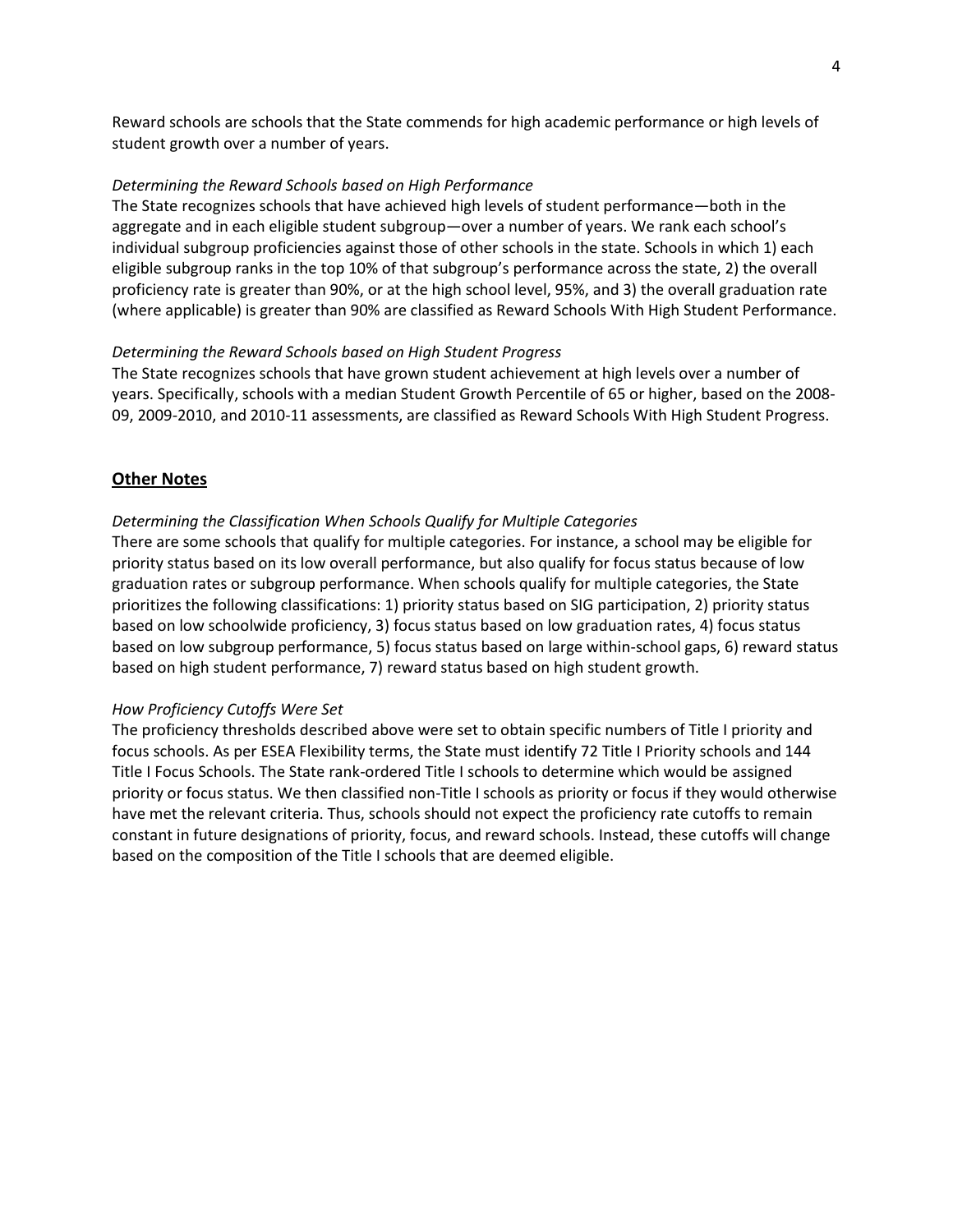Reward schools are schools that the State commends for high academic performance or high levels of student growth over a number of years.

*Determining the Reward Schools based on High Performance*

The State recognizes schools that have achieved high levels of student performance—both in the aggregate and in each eligible student subgroup—over a number of years. We rank each school's individual subgroup proficiencies against those of other schools in the state. Schools in which 1) each eligible subgroup ranks in the top 10% of that subgroup's performance across the state, 2) the overall proficiency rate is greater than 90%, or at the high school level, 95%, and 3) the overall graduation rate (where applicable) is greater than 90% are classified as Reward Schools With High Student Performance.

*Determining the Reward Schools based on High Student Progress*

The State recognizes schools that have grown student achievement at high levels over a number of years. Specifically, schools with a median Student Growth Percentile of 65 or higher, based on the 2008-09, 2009-2010, and 2010-11 assessments, are classified as Reward Schools With High Student Progress.

## **Other Notes**

*Determining the Classification When Schools Qualify for Multiple Categories*

There are some schools that qualify for multiple categories. For instance, a school may be eligible for priority status based on its low overall performance, but also qualify for focus status because of low graduation rates or subgroup performance. When schools qualify for multiple categories, the State prioritizes the following classifications: 1) priority status based on SIG participation, 2) priority status based on low schoolwide proficiency, 3) focus status based on low graduation rates, 4) focus status based on low subgroup performance, 5) focus status based on large within-school gaps, 6) reward status based on high student performance, 7) reward status based on high student growth.

*How Proficiency Cutoffs Were Set*

The proficiency thresholds described above were set to obtain specific numbers of Title I priority and focus schools. As per ESEA Flexibility terms, the State must identify 72 Title I Priority schools and 144 Title I Focus Schools. The State rank-ordered Title I schools to determine which would be assigned priority or focus status. We then classified non-Title I schools as priority or focus if they would otherwise have met the relevant criteria. Thus, schools should not expect the proficiency rate cutoffs to remain constant in future designations of priority, focus, and reward schools. Instead, these cutoffs will change based on the composition of the Title I schools that are deemed eligible.